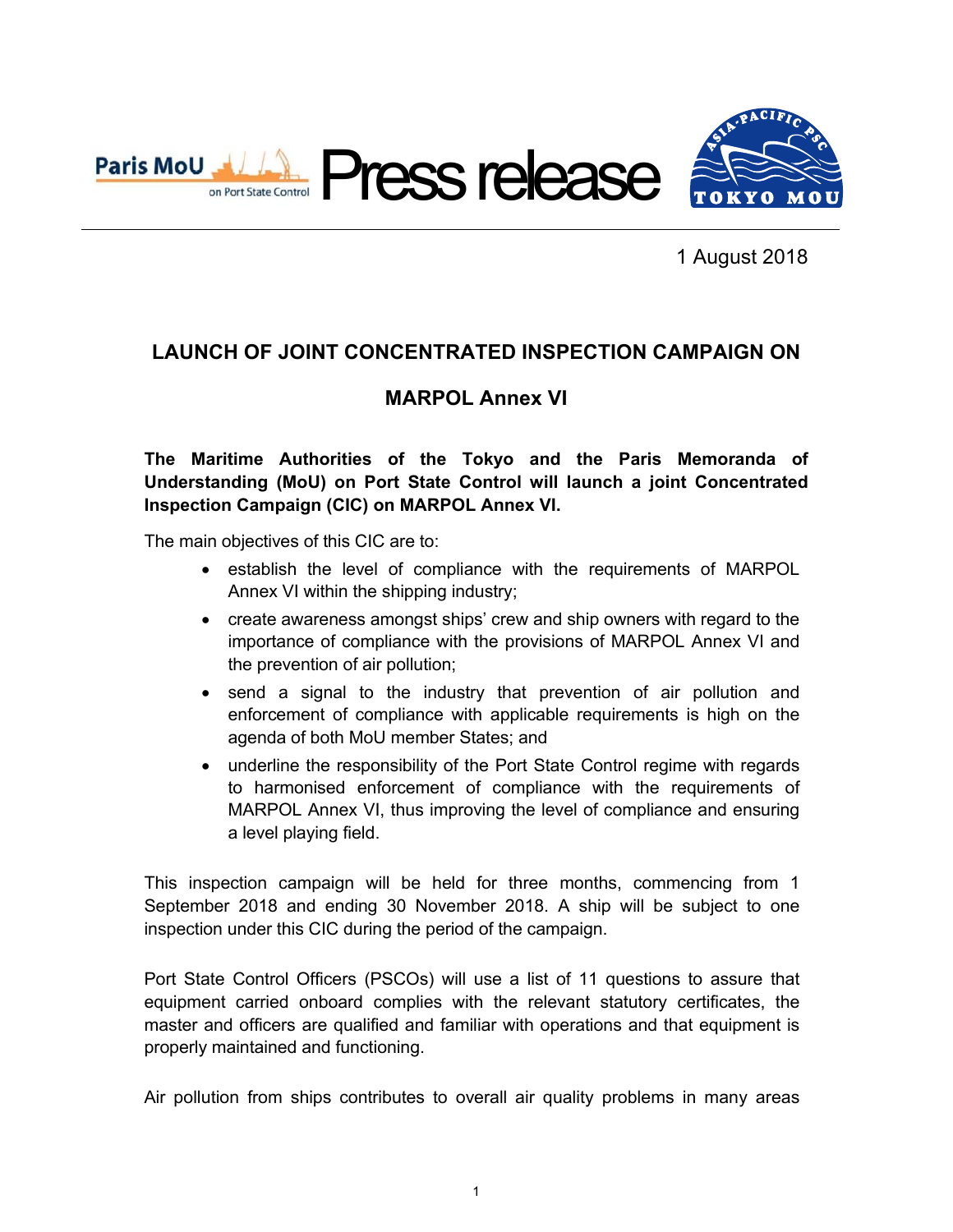Paris MoU on Port State Control

# Press release

TOKYO MOU

1 August 2018

## LAUNCH OF JOINT CONCENTRATED INSPECTION CAMPAIGN ON MARPOL Annex VI

**The Maritime Authorities of the Tokyo and the Paris Memoranda of Understanding (MoU) on Port State Control will launch a joint Concentrated Inspection Campaign (CIC) on MARPOL Annex VI.**

The main objectives of this CIC are to:

- establish the level of compliance with the requirements of MARPOL Annex VI within the shipping industry;
- create awareness amongst ships' crew and ship owners with regard to the importance of compliance with the provisions of MARPOL Annex VI and the prevention of air pollution;
- send a signal to the industry that prevention of air pollution and enforcement of compliance with applicable requirements is high on the agenda of both MoU member States; and
- underline the responsibility of the Port State Control regime with regards to harmonised enforcement of compliance with the requirements of MARPOL Annex VI, thus improving the level of compliance and ensuring a level playing field.

This inspection campaign will be held for three months, commencing from 1 September 2018 and ending 30 November 2018. A ship will be subject to one inspection under this CIC during the period of the campaign.

Port State Control Officers (PSCOs) will use a list of 11 questions to assure that equipment carried onboard complies with the relevant statutory certificates, the master and officers are qualified and familiar with operations and that equipment is properly maintained and functioning.

Air pollution from ships contributes to overall air quality problems in many areas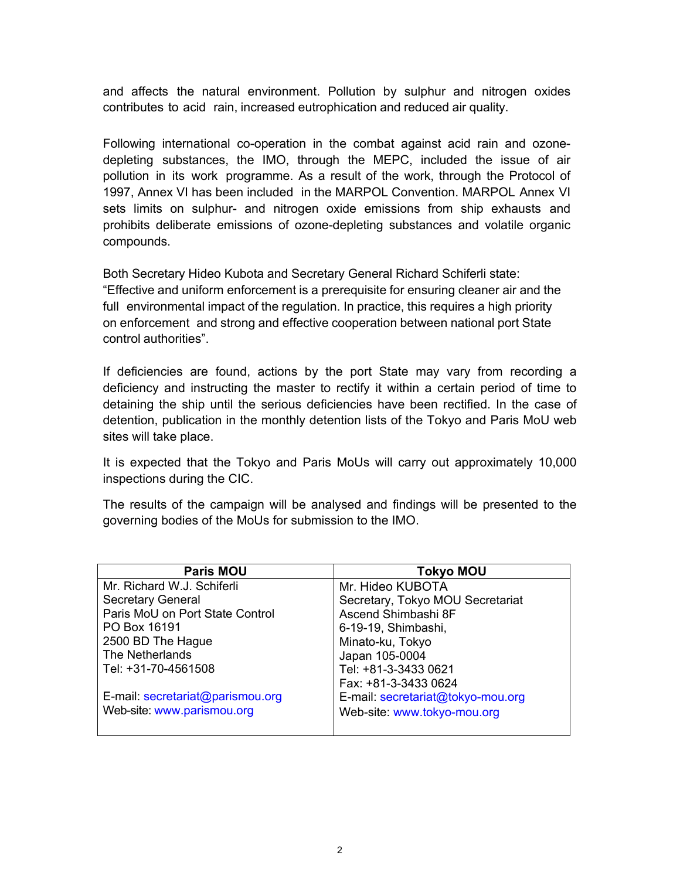and affects the natural environment. Pollution by sulphur and nitrogen oxides contributes to acid rain, increased eutrophication and reduced air quality.

Following international co-operation in the combat against acid rain and ozone-depleting substances, the IMO, through the MEPC, included the issue of air pollution in its work programme. As a result of the work, through the Protocol of 1997, Annex VI has been included in the MARPOL Convention. MARPOL Annex VI sets limits on sulphur- and nitrogen oxide emissions from ship exhausts and prohibits deliberate emissions of ozone-depleting substances and volatile organic compounds.

Both Secretary Hideo Kubota and Secretary General Richard Schiferli state: "Effective and uniform enforcement is a prerequisite for ensuring cleaner air and the full environmental impact of the regulation. In practice, this requires a high priority on enforcement and strong and effective cooperation between national port State control authorities".

If deficiencies are found, actions by the port State may vary from recording a deficiency and instructing the master to rectify it within a certain period of time to detaining the ship until the serious deficiencies have been rectified. In the case of detention, publication in the monthly detention lists of the Tokyo and Paris MoU web sites will take place.

It is expected that the Tokyo and Paris MoUs will carry out approximately 10,000 inspections during the CIC.

The results of the campaign will be analysed and findings will be presented to the governing bodies of the MoUs for submission to the IMO.

| Paris MOU | Tokyo MOU |
|---|---|
| Mr. Richard W.J. Schiferli<br>Secretary General<br>Paris MoU on Port State Control<br>PO Box 16191<br>2500 BD The Hague<br>The Netherlands<br>Tel: +31-70-4561508<br><br>E-mail: secretariat@parismou.org<br>Web-site: www.parismou.org | Mr. Hideo KUBOTA<br>Secretary, Tokyo MOU Secretariat<br>Ascend Shimbashi 8F<br>6-19-19, Shimbashi,<br>Minato-ku, Tokyo<br>Japan 105-0004<br>Tel: +81-3-3433 0621<br>Fax: +81-3-3433 0624<br>E-mail: secretariat@tokyo-mou.org<br>Web-site: www.tokyo-mou.org |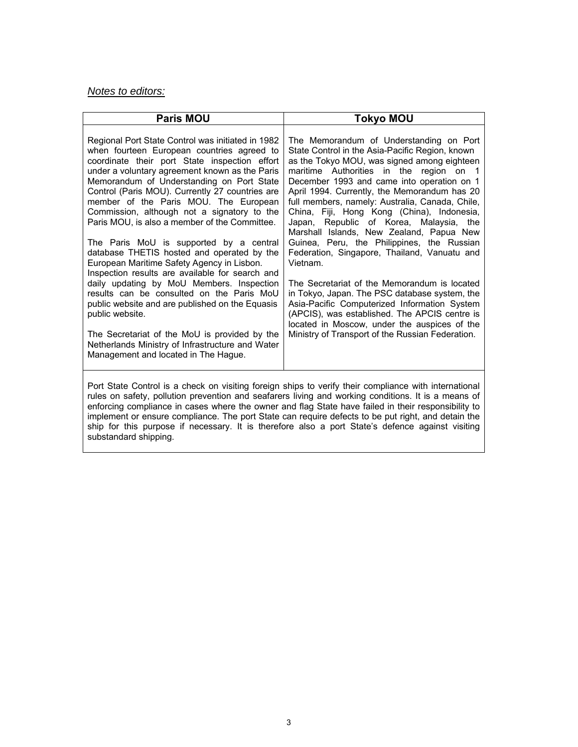*Notes to editors:*

| Paris MOU | Tokyo MOU |
|---|---|
| Regional Port State Control was initiated in 1982 when fourteen European countries agreed to coordinate their port State inspection effort under a voluntary agreement known as the Paris Memorandum of Understanding on Port State Control (Paris MOU). Currently 27 countries are member of the Paris MOU. The European Commission, although not a signatory to the Paris MOU, is also a member of the Committee.<br><br>The Paris MoU is supported by a central database THETIS hosted and operated by the European Maritime Safety Agency in Lisbon. Inspection results are available for search and daily updating by MoU Members. Inspection results can be consulted on the Paris MoU public website and are published on the Equasis public website.<br><br>The Secretariat of the MoU is provided by the Netherlands Ministry of Infrastructure and Water Management and located in The Hague. | The Memorandum of Understanding on Port State Control in the Asia-Pacific Region, known as the Tokyo MOU, was signed among eighteen maritime Authorities in the region on 1 December 1993 and came into operation on 1 April 1994. Currently, the Memorandum has 20 full members, namely: Australia, Canada, Chile, China, Fiji, Hong Kong (China), Indonesia, Japan, Republic of Korea, Malaysia, the Marshall Islands, New Zealand, Papua New Guinea, Peru, the Philippines, the Russian Federation, Singapore, Thailand, Vanuatu and Vietnam.<br><br>The Secretariat of the Memorandum is located in Tokyo, Japan. The PSC database system, the Asia-Pacific Computerized Information System (APCIS), was established. The APCIS centre is located in Moscow, under the auspices of the Ministry of Transport of the Russian Federation. |

Port State Control is a check on visiting foreign ships to verify their compliance with international rules on safety, pollution prevention and seafarers living and working conditions. It is a means of enforcing compliance in cases where the owner and flag State have failed in their responsibility to implement or ensure compliance. The port State can require defects to be put right, and detain the ship for this purpose if necessary. It is therefore also a port State's defence against visiting substandard shipping.